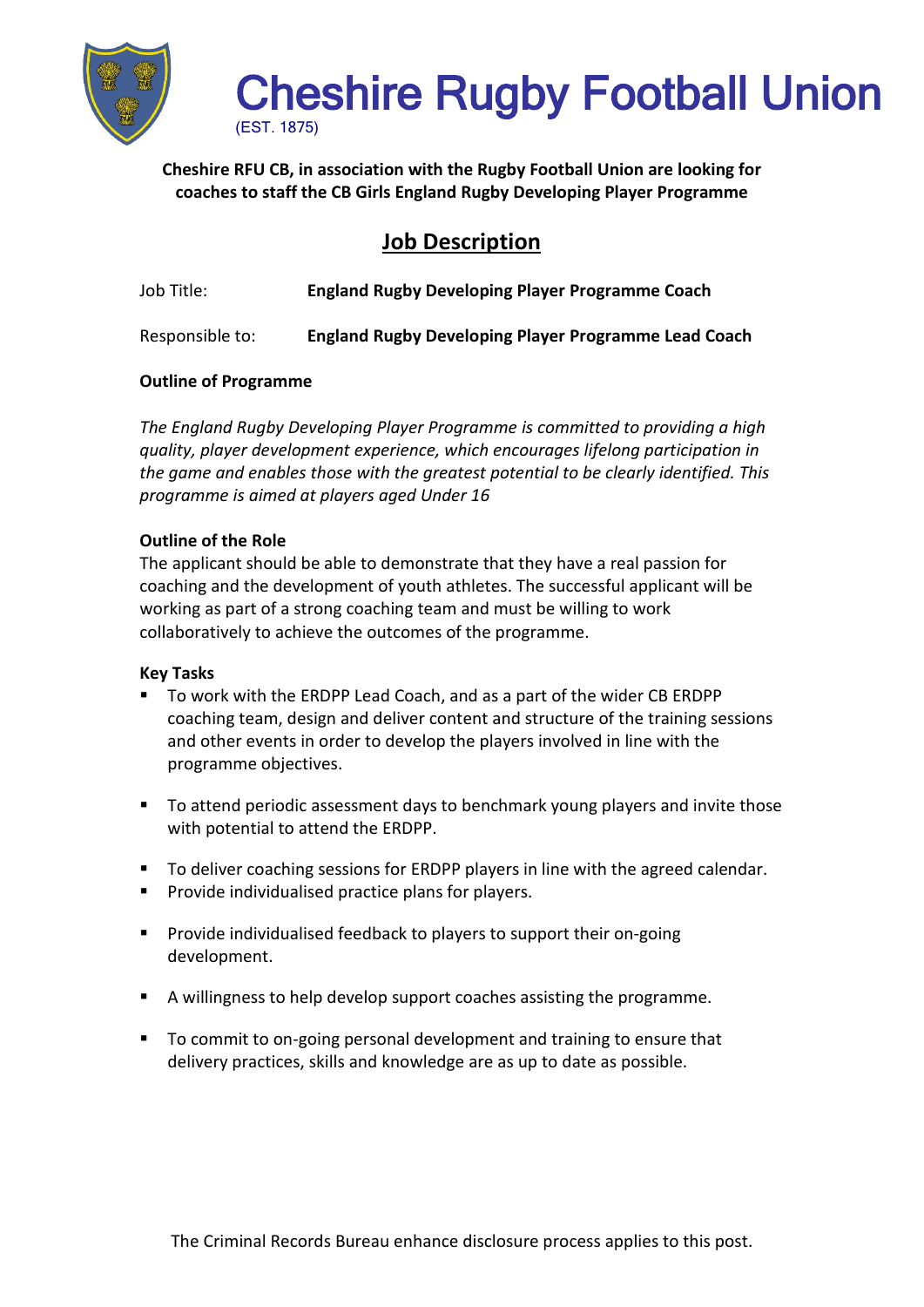# Cheshire Rugby Football Union

(EST. 1875)

**Cheshire RFU CB, in association with the Rugby Football Union are looking for coaches to staff the CB Girls England Rugby Developing Player Programme**

## Job Description

Job Title: **England Rugby Developing Player Programme Coach**

Responsible to: **England Rugby Developing Player Programme Lead Coach**

**Outline of Programme**

*The England Rugby Developing Player Programme is committed to providing a high quality, player development experience, which encourages lifelong participation in the game and enables those with the greatest potential to be clearly identified. This programme is aimed at players aged Under 16*

**Outline of the Role**

The applicant should be able to demonstrate that they have a real passion for coaching and the development of youth athletes. The successful applicant will be working as part of a strong coaching team and must be willing to work collaboratively to achieve the outcomes of the programme.

**Key Tasks**

- To work with the ERDPP Lead Coach, and as a part of the wider CB ERDPP coaching team, design and deliver content and structure of the training sessions and other events in order to develop the players involved in line with the programme objectives.
- To attend periodic assessment days to benchmark young players and invite those with potential to attend the ERDPP.
- To deliver coaching sessions for ERDPP players in line with the agreed calendar.
- Provide individualised practice plans for players.
- Provide individualised feedback to players to support their on-going development.
- A willingness to help develop support coaches assisting the programme.
- To commit to on-going personal development and training to ensure that delivery practices, skills and knowledge are as up to date as possible.

The Criminal Records Bureau enhance disclosure process applies to this post.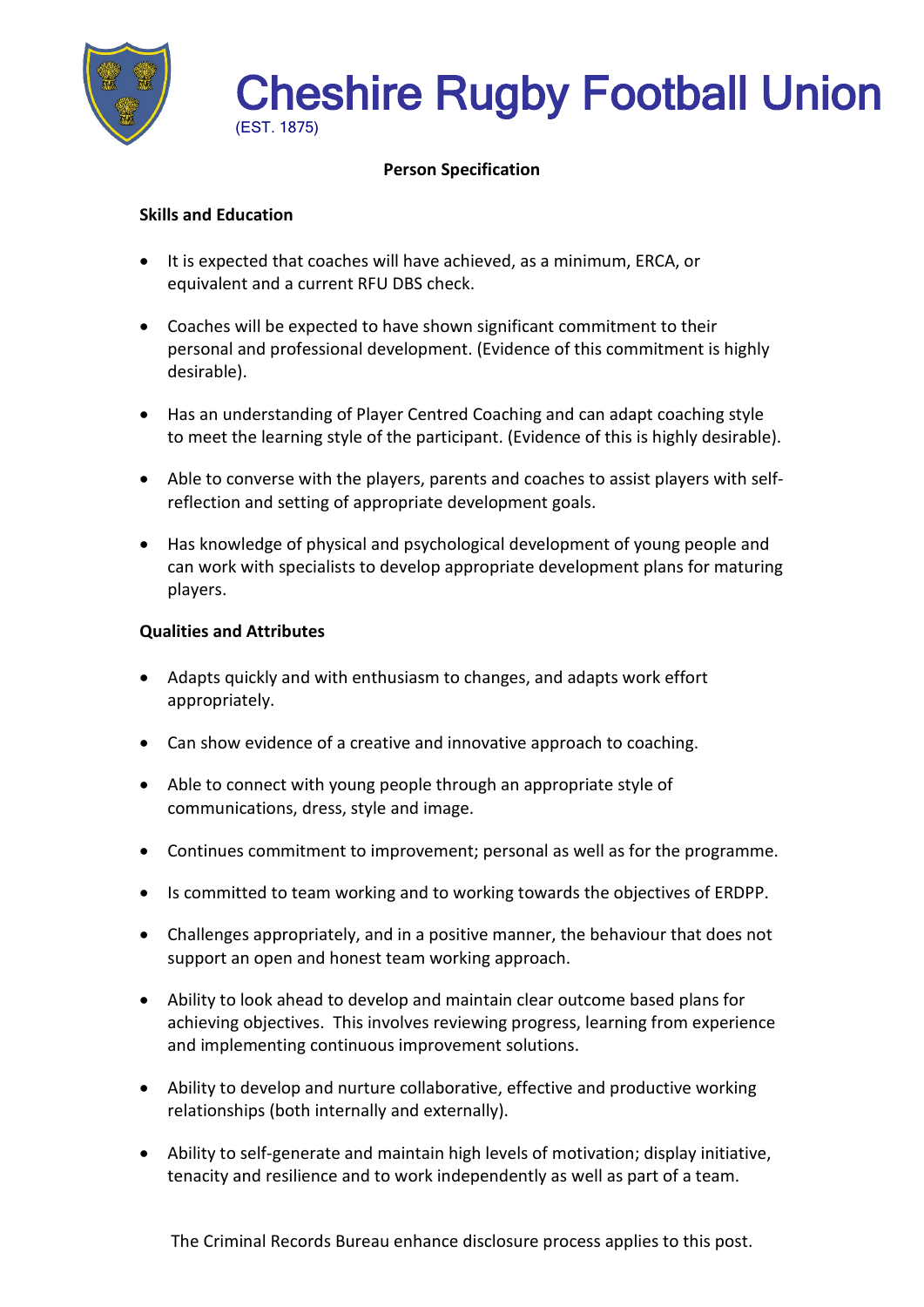# Cheshire Rugby Football Union

(EST. 1875)

**Person Specification**

**Skills and Education**

- It is expected that coaches will have achieved, as a minimum, ERCA, or equivalent and a current RFU DBS check.
- Coaches will be expected to have shown significant commitment to their personal and professional development. (Evidence of this commitment is highly desirable).
- Has an understanding of Player Centred Coaching and can adapt coaching style to meet the learning style of the participant. (Evidence of this is highly desirable).
- Able to converse with the players, parents and coaches to assist players with self-reflection and setting of appropriate development goals.
- Has knowledge of physical and psychological development of young people and can work with specialists to develop appropriate development plans for maturing players.

**Qualities and Attributes**

- Adapts quickly and with enthusiasm to changes, and adapts work effort appropriately.
- Can show evidence of a creative and innovative approach to coaching.
- Able to connect with young people through an appropriate style of communications, dress, style and image.
- Continues commitment to improvement; personal as well as for the programme.
- Is committed to team working and to working towards the objectives of ERDPP.
- Challenges appropriately, and in a positive manner, the behaviour that does not support an open and honest team working approach.
- Ability to look ahead to develop and maintain clear outcome based plans for achieving objectives. This involves reviewing progress, learning from experience and implementing continuous improvement solutions.
- Ability to develop and nurture collaborative, effective and productive working relationships (both internally and externally).
- Ability to self-generate and maintain high levels of motivation; display initiative, tenacity and resilience and to work independently as well as part of a team.

The Criminal Records Bureau enhance disclosure process applies to this post.